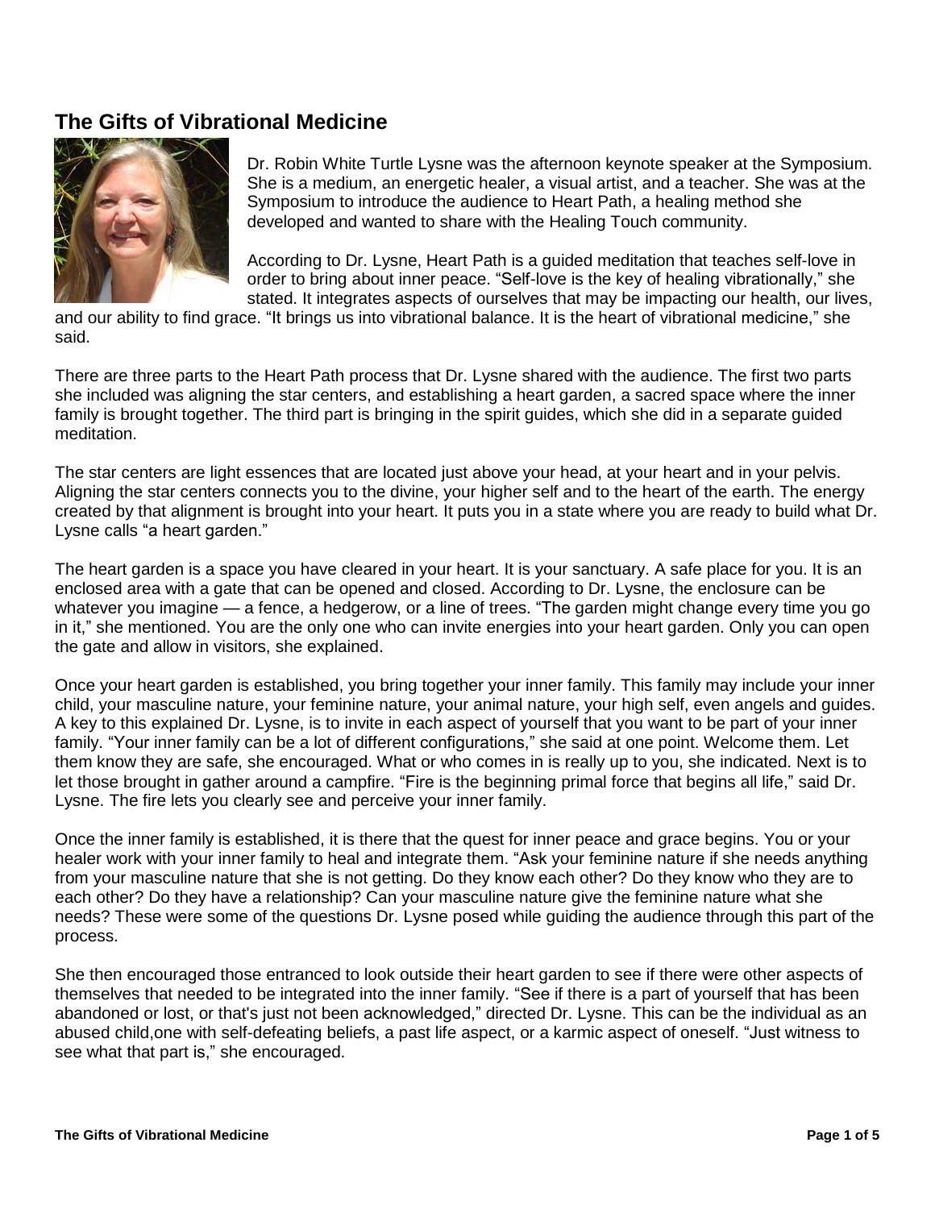## The Gifts of Vibrational Medicine

Dr. Robin White Turtle Lysne was the afternoon keynote speaker at the Symposium. She is a medium, an energetic healer, a visual artist, and a teacher. She was at the Symposium to introduce the audience to Heart Path, a healing method she developed and wanted to share with the Healing Touch community.

According to Dr. Lysne, Heart Path is a guided meditation that teaches self-love in order to bring about inner peace. “Self-love is the key of healing vibrationally,” she stated. It integrates aspects of ourselves that may be impacting our health, our lives, and our ability to find grace. “It brings us into vibrational balance. It is the heart of vibrational medicine,” she said.

There are three parts to the Heart Path process that Dr. Lysne shared with the audience. The first two parts she included was aligning the star centers, and establishing a heart garden, a sacred space where the inner family is brought together. The third part is bringing in the spirit guides, which she did in a separate guided meditation.

The star centers are light essences that are located just above your head, at your heart and in your pelvis. Aligning the star centers connects you to the divine, your higher self and to the heart of the earth. The energy created by that alignment is brought into your heart. It puts you in a state where you are ready to build what Dr. Lysne calls “a heart garden.”

The heart garden is a space you have cleared in your heart. It is your sanctuary. A safe place for you. It is an enclosed area with a gate that can be opened and closed. According to Dr. Lysne, the enclosure can be whatever you imagine — a fence, a hedgerow, or a line of trees. “The garden might change every time you go in it,” she mentioned. You are the only one who can invite energies into your heart garden. Only you can open the gate and allow in visitors, she explained.

Once your heart garden is established, you bring together your inner family. This family may include your inner child, your masculine nature, your feminine nature, your animal nature, your high self, even angels and guides. A key to this explained Dr. Lysne, is to invite in each aspect of yourself that you want to be part of your inner family. “Your inner family can be a lot of different configurations,” she said at one point. Welcome them. Let them know they are safe, she encouraged. What or who comes in is really up to you, she indicated. Next is to let those brought in gather around a campfire. “Fire is the beginning primal force that begins all life,” said Dr. Lysne. The fire lets you clearly see and perceive your inner family.

Once the inner family is established, it is there that the quest for inner peace and grace begins. You or your healer work with your inner family to heal and integrate them. “Ask your feminine nature if she needs anything from your masculine nature that she is not getting. Do they know each other? Do they know who they are to each other? Do they have a relationship? Can your masculine nature give the feminine nature what she needs? These were some of the questions Dr. Lysne posed while guiding the audience through this part of the process.

She then encouraged those entranced to look outside their heart garden to see if there were other aspects of themselves that needed to be integrated into the inner family. “See if there is a part of yourself that has been abandoned or lost, or that's just not been acknowledged,” directed Dr. Lysne. This can be the individual as an abused child,one with self-defeating beliefs, a past life aspect, or a karmic aspect of oneself. “Just witness to see what that part is,” she encouraged.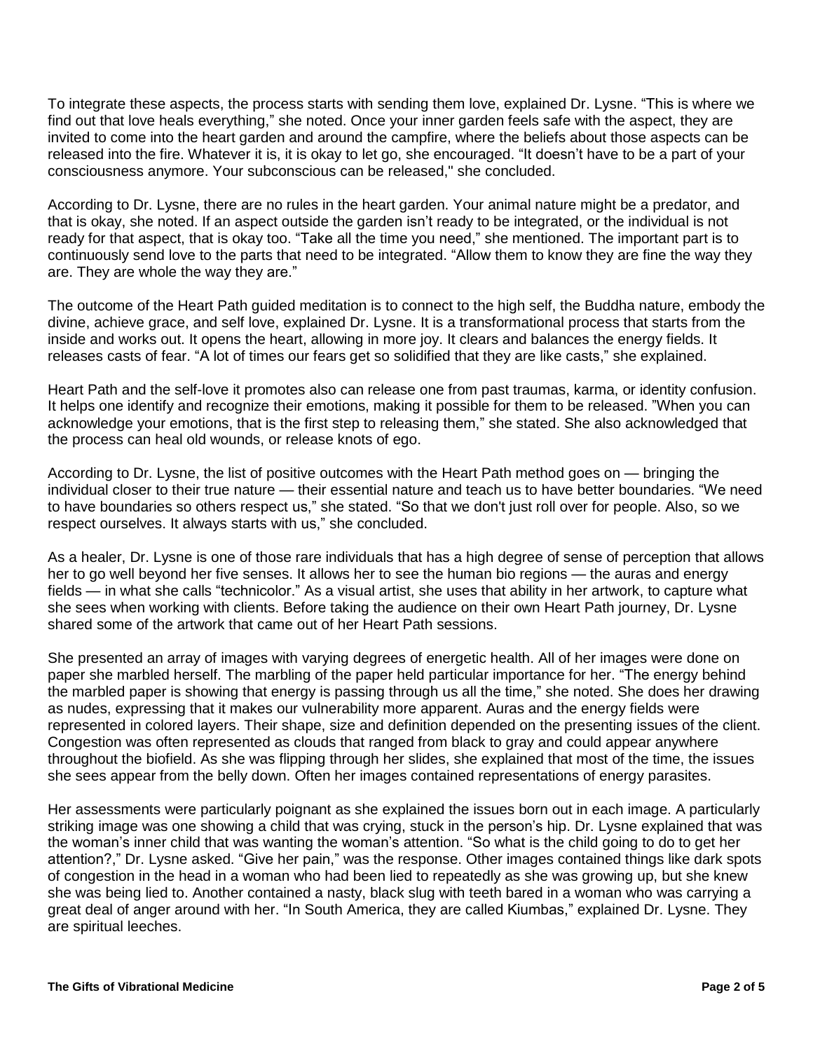To integrate these aspects, the process starts with sending them love, explained Dr. Lysne. "This is where we find out that love heals everything," she noted. Once your inner garden feels safe with the aspect, they are invited to come into the heart garden and around the campfire, where the beliefs about those aspects can be released into the fire. Whatever it is, it is okay to let go, she encouraged. "It doesn't have to be a part of your consciousness anymore. Your subconscious can be released," she concluded.

According to Dr. Lysne, there are no rules in the heart garden. Your animal nature might be a predator, and that is okay, she noted. If an aspect outside the garden isn't ready to be integrated, or the individual is not ready for that aspect, that is okay too. "Take all the time you need," she mentioned. The important part is to continuously send love to the parts that need to be integrated. "Allow them to know they are fine the way they are. They are whole the way they are."

The outcome of the Heart Path guided meditation is to connect to the high self, the Buddha nature, embody the divine, achieve grace, and self love, explained Dr. Lysne. It is a transformational process that starts from the inside and works out. It opens the heart, allowing in more joy. It clears and balances the energy fields. It releases casts of fear. "A lot of times our fears get so solidified that they are like casts," she explained.

Heart Path and the self-love it promotes also can release one from past traumas, karma, or identity confusion. It helps one identify and recognize their emotions, making it possible for them to be released. "When you can acknowledge your emotions, that is the first step to releasing them," she stated. She also acknowledged that the process can heal old wounds, or release knots of ego.

According to Dr. Lysne, the list of positive outcomes with the Heart Path method goes on — bringing the individual closer to their true nature — their essential nature and teach us to have better boundaries. "We need to have boundaries so others respect us," she stated. "So that we don't just roll over for people. Also, so we respect ourselves. It always starts with us," she concluded.

As a healer, Dr. Lysne is one of those rare individuals that has a high degree of sense of perception that allows her to go well beyond her five senses. It allows her to see the human bio regions — the auras and energy fields — in what she calls "technicolor." As a visual artist, she uses that ability in her artwork, to capture what she sees when working with clients. Before taking the audience on their own Heart Path journey, Dr. Lysne shared some of the artwork that came out of her Heart Path sessions.

She presented an array of images with varying degrees of energetic health. All of her images were done on paper she marbled herself. The marbling of the paper held particular importance for her. "The energy behind the marbled paper is showing that energy is passing through us all the time," she noted. She does her drawing as nudes, expressing that it makes our vulnerability more apparent. Auras and the energy fields were represented in colored layers. Their shape, size and definition depended on the presenting issues of the client. Congestion was often represented as clouds that ranged from black to gray and could appear anywhere throughout the biofield. As she was flipping through her slides, she explained that most of the time, the issues she sees appear from the belly down. Often her images contained representations of energy parasites.

Her assessments were particularly poignant as she explained the issues born out in each image. A particularly striking image was one showing a child that was crying, stuck in the person's hip. Dr. Lysne explained that was the woman's inner child that was wanting the woman's attention. "So what is the child going to do to get her attention?," Dr. Lysne asked. "Give her pain," was the response. Other images contained things like dark spots of congestion in the head in a woman who had been lied to repeatedly as she was growing up, but she knew she was being lied to. Another contained a nasty, black slug with teeth bared in a woman who was carrying a great deal of anger around with her. "In South America, they are called Kiumbas," explained Dr. Lysne. They are spiritual leeches.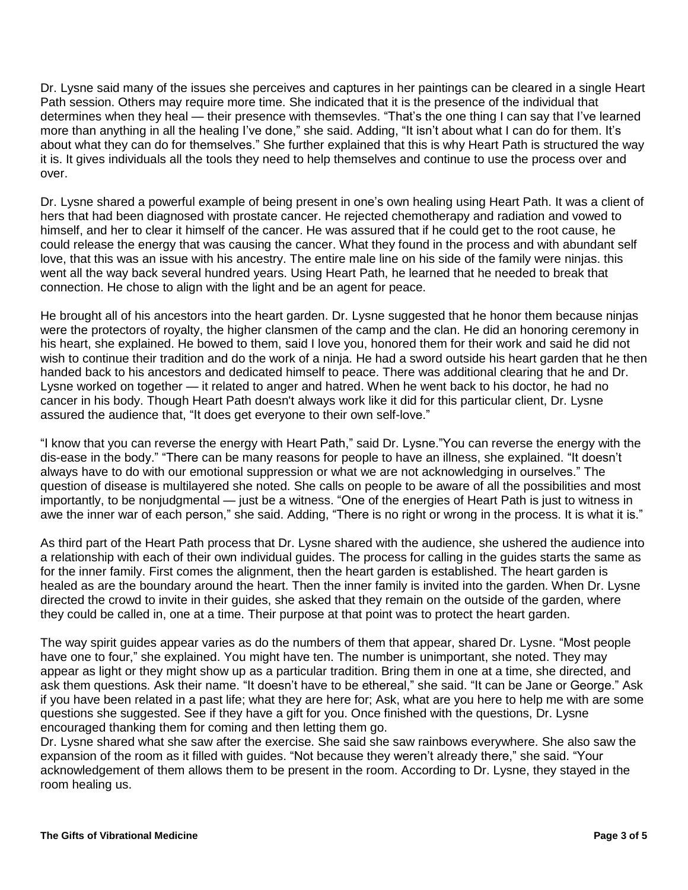Dr. Lysne said many of the issues she perceives and captures in her paintings can be cleared in a single Heart Path session. Others may require more time. She indicated that it is the presence of the individual that determines when they heal — their presence with themsevles. "That's the one thing I can say that I've learned more than anything in all the healing I've done," she said. Adding, "It isn't about what I can do for them. It's about what they can do for themselves." She further explained that this is why Heart Path is structured the way it is. It gives individuals all the tools they need to help themselves and continue to use the process over and over.

Dr. Lysne shared a powerful example of being present in one's own healing using Heart Path. It was a client of hers that had been diagnosed with prostate cancer. He rejected chemotherapy and radiation and vowed to himself, and her to clear it himself of the cancer. He was assured that if he could get to the root cause, he could release the energy that was causing the cancer. What they found in the process and with abundant self love, that this was an issue with his ancestry. The entire male line on his side of the family were ninjas. this went all the way back several hundred years. Using Heart Path, he learned that he needed to break that connection. He chose to align with the light and be an agent for peace.

He brought all of his ancestors into the heart garden. Dr. Lysne suggested that he honor them because ninjas were the protectors of royalty, the higher clansmen of the camp and the clan. He did an honoring ceremony in his heart, she explained. He bowed to them, said I love you, honored them for their work and said he did not wish to continue their tradition and do the work of a ninja. He had a sword outside his heart garden that he then handed back to his ancestors and dedicated himself to peace. There was additional clearing that he and Dr. Lysne worked on together — it related to anger and hatred. When he went back to his doctor, he had no cancer in his body. Though Heart Path doesn't always work like it did for this particular client, Dr. Lysne assured the audience that, "It does get everyone to their own self-love."

"I know that you can reverse the energy with Heart Path," said Dr. Lysne."You can reverse the energy with the dis-ease in the body." "There can be many reasons for people to have an illness, she explained. "It doesn't always have to do with our emotional suppression or what we are not acknowledging in ourselves." The question of disease is multilayered she noted. She calls on people to be aware of all the possibilities and most importantly, to be nonjudgmental — just be a witness. "One of the energies of Heart Path is just to witness in awe the inner war of each person," she said. Adding, "There is no right or wrong in the process. It is what it is."

As third part of the Heart Path process that Dr. Lysne shared with the audience, she ushered the audience into a relationship with each of their own individual guides. The process for calling in the guides starts the same as for the inner family. First comes the alignment, then the heart garden is established. The heart garden is healed as are the boundary around the heart. Then the inner family is invited into the garden. When Dr. Lysne directed the crowd to invite in their guides, she asked that they remain on the outside of the garden, where they could be called in, one at a time. Their purpose at that point was to protect the heart garden.

The way spirit guides appear varies as do the numbers of them that appear, shared Dr. Lysne. "Most people have one to four," she explained. You might have ten. The number is unimportant, she noted. They may appear as light or they might show up as a particular tradition. Bring them in one at a time, she directed, and ask them questions. Ask their name. "It doesn't have to be ethereal," she said. "It can be Jane or George." Ask if you have been related in a past life; what they are here for; Ask, what are you here to help me with are some questions she suggested. See if they have a gift for you. Once finished with the questions, Dr. Lysne encouraged thanking them for coming and then letting them go.

Dr. Lysne shared what she saw after the exercise. She said she saw rainbows everywhere. She also saw the expansion of the room as it filled with guides. "Not because they weren't already there," she said. "Your acknowledgement of them allows them to be present in the room. According to Dr. Lysne, they stayed in the room healing us.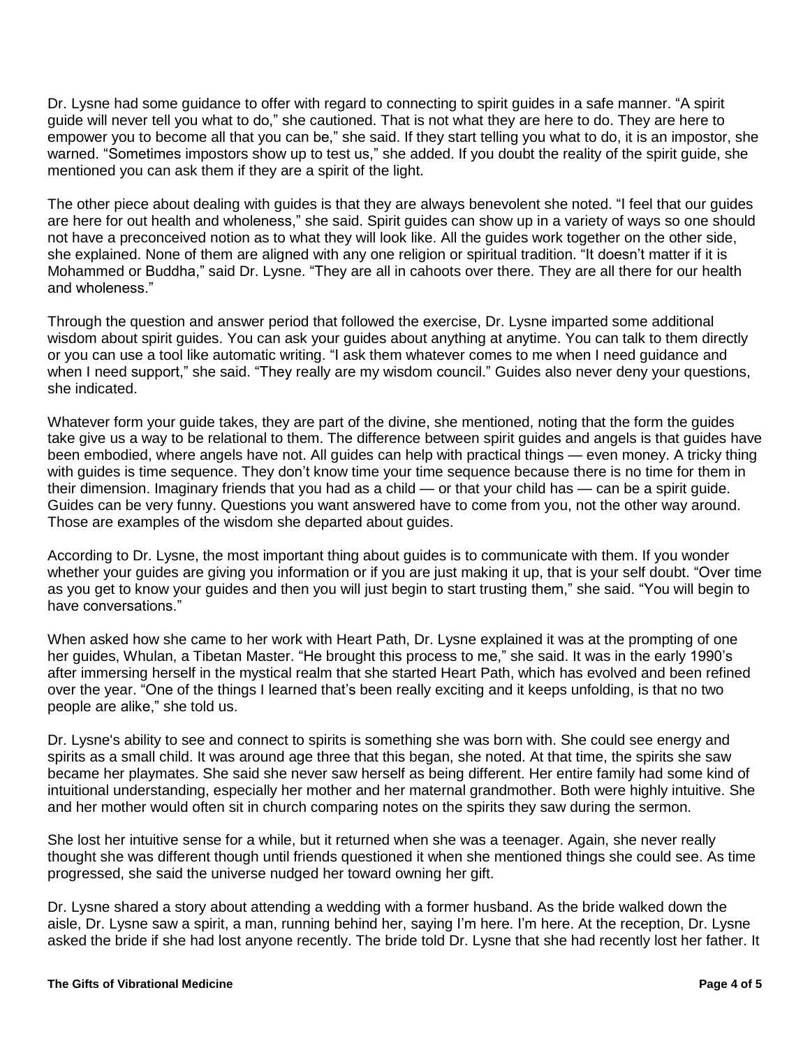Dr. Lysne had some guidance to offer with regard to connecting to spirit guides in a safe manner. "A spirit guide will never tell you what to do," she cautioned. That is not what they are here to do. They are here to empower you to become all that you can be," she said. If they start telling you what to do, it is an impostor, she warned. "Sometimes impostors show up to test us," she added. If you doubt the reality of the spirit guide, she mentioned you can ask them if they are a spirit of the light.

The other piece about dealing with guides is that they are always benevolent she noted. "I feel that our guides are here for out health and wholeness," she said. Spirit guides can show up in a variety of ways so one should not have a preconceived notion as to what they will look like. All the guides work together on the other side, she explained. None of them are aligned with any one religion or spiritual tradition. "It doesn't matter if it is Mohammed or Buddha," said Dr. Lysne. "They are all in cahoots over there. They are all there for our health and wholeness."

Through the question and answer period that followed the exercise, Dr. Lysne imparted some additional wisdom about spirit guides. You can ask your guides about anything at anytime. You can talk to them directly or you can use a tool like automatic writing. "I ask them whatever comes to me when I need guidance and when I need support," she said. "They really are my wisdom council." Guides also never deny your questions, she indicated.

Whatever form your guide takes, they are part of the divine, she mentioned, noting that the form the guides take give us a way to be relational to them. The difference between spirit guides and angels is that guides have been embodied, where angels have not. All guides can help with practical things — even money. A tricky thing with guides is time sequence. They don't know time your time sequence because there is no time for them in their dimension. Imaginary friends that you had as a child — or that your child has — can be a spirit guide. Guides can be very funny. Questions you want answered have to come from you, not the other way around. Those are examples of the wisdom she departed about guides.

According to Dr. Lysne, the most important thing about guides is to communicate with them. If you wonder whether your guides are giving you information or if you are just making it up, that is your self doubt. "Over time as you get to know your guides and then you will just begin to start trusting them," she said. "You will begin to have conversations."

When asked how she came to her work with Heart Path, Dr. Lysne explained it was at the prompting of one her guides, Whulan, a Tibetan Master. "He brought this process to me," she said. It was in the early 1990's after immersing herself in the mystical realm that she started Heart Path, which has evolved and been refined over the year. "One of the things I learned that's been really exciting and it keeps unfolding, is that no two people are alike," she told us.

Dr. Lysne's ability to see and connect to spirits is something she was born with. She could see energy and spirits as a small child. It was around age three that this began, she noted. At that time, the spirits she saw became her playmates. She said she never saw herself as being different. Her entire family had some kind of intuitional understanding, especially her mother and her maternal grandmother. Both were highly intuitive. She and her mother would often sit in church comparing notes on the spirits they saw during the sermon.

She lost her intuitive sense for a while, but it returned when she was a teenager. Again, she never really thought she was different though until friends questioned it when she mentioned things she could see. As time progressed, she said the universe nudged her toward owning her gift.

Dr. Lysne shared a story about attending a wedding with a former husband. As the bride walked down the aisle, Dr. Lysne saw a spirit, a man, running behind her, saying I'm here. I'm here. At the reception, Dr. Lysne asked the bride if she had lost anyone recently. The bride told Dr. Lysne that she had recently lost her father. It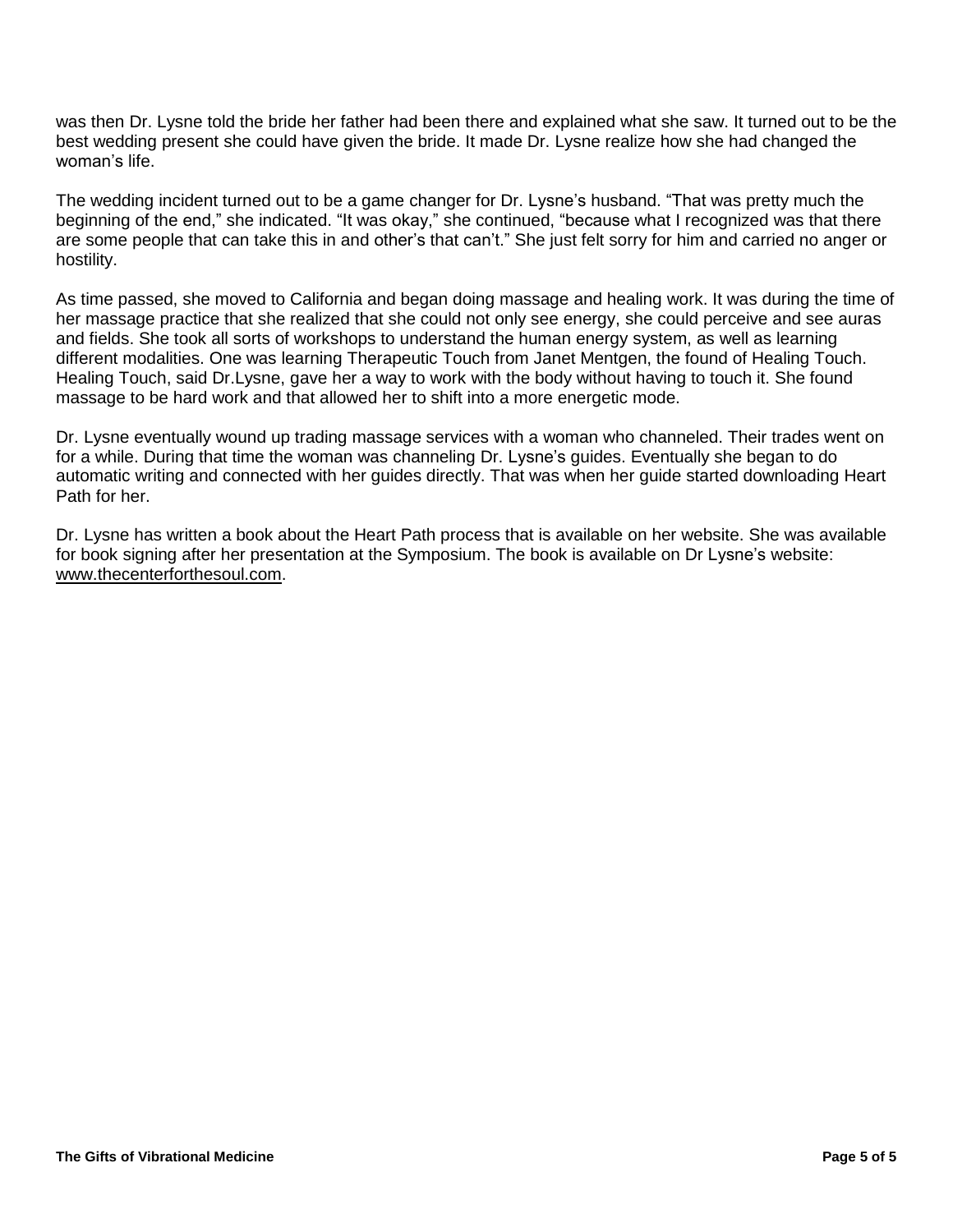was then Dr. Lysne told the bride her father had been there and explained what she saw. It turned out to be the best wedding present she could have given the bride. It made Dr. Lysne realize how she had changed the woman's life.

The wedding incident turned out to be a game changer for Dr. Lysne's husband. "That was pretty much the beginning of the end," she indicated. "It was okay," she continued, "because what I recognized was that there are some people that can take this in and other's that can't." She just felt sorry for him and carried no anger or hostility.

As time passed, she moved to California and began doing massage and healing work. It was during the time of her massage practice that she realized that she could not only see energy, she could perceive and see auras and fields. She took all sorts of workshops to understand the human energy system, as well as learning different modalities. One was learning Therapeutic Touch from Janet Mentgen, the found of Healing Touch. Healing Touch, said Dr.Lysne, gave her a way to work with the body without having to touch it. She found massage to be hard work and that allowed her to shift into a more energetic mode.

Dr. Lysne eventually wound up trading massage services with a woman who channeled. Their trades went on for a while. During that time the woman was channeling Dr. Lysne's guides. Eventually she began to do automatic writing and connected with her guides directly. That was when her guide started downloading Heart Path for her.

Dr. Lysne has written a book about the Heart Path process that is available on her website. She was available for book signing after her presentation at the Symposium. The book is available on Dr Lysne's website: www.thecenterforthesoul.com.